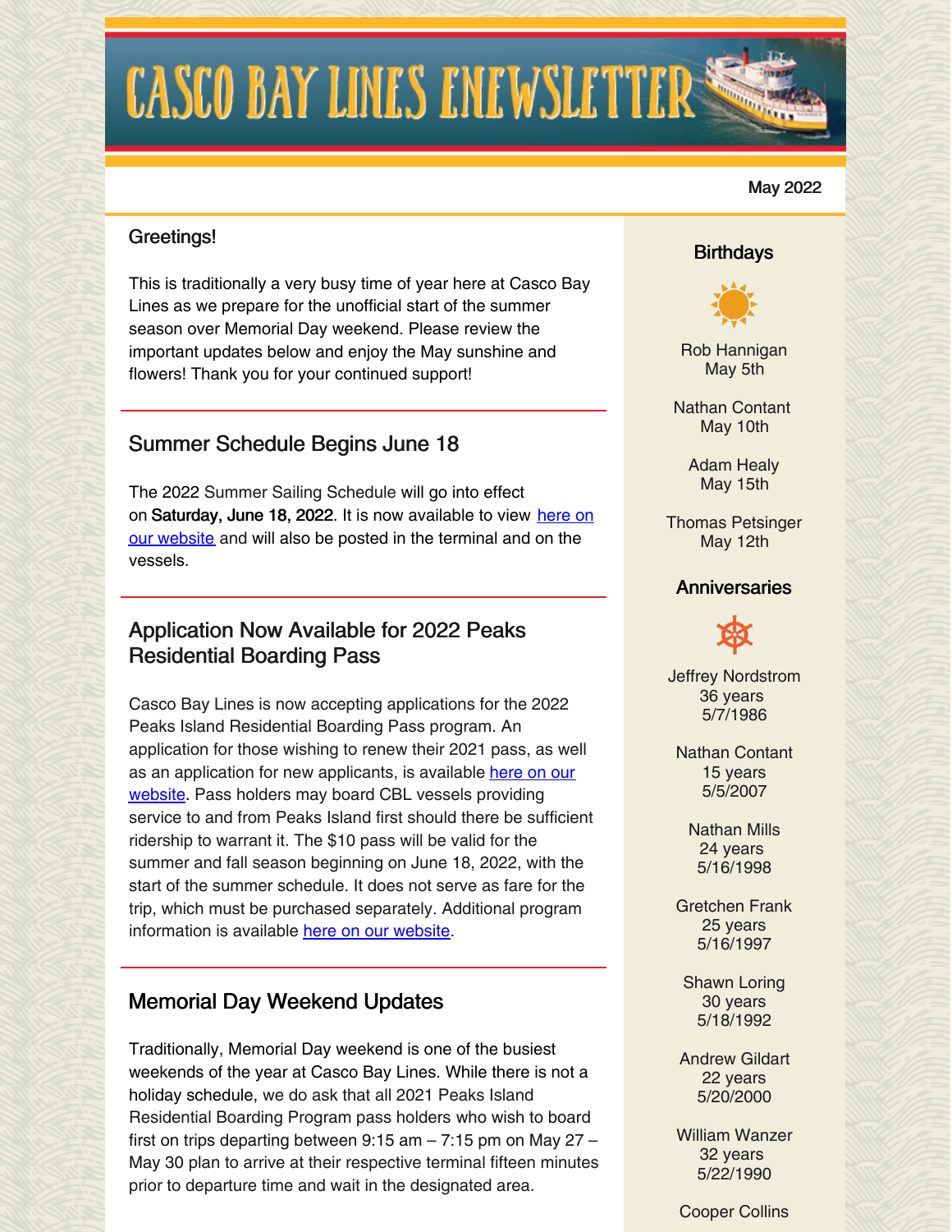# CASCO BAY LINES ENEWSLETTER

May 2022

Greetings!

This is traditionally a very busy time of year here at Casco Bay Lines as we prepare for the unofficial start of the summer season over Memorial Day weekend. Please review the important updates below and enjoy the May sunshine and flowers! Thank you for your continued support!

## Summer Schedule Begins June 18

The 2022 Summer Sailing Schedule will go into effect on **Saturday, June 18, 2022**. It is now available to view here on our website and will also be posted in the terminal and on the vessels.

## Application Now Available for 2022 Peaks Residential Boarding Pass

Casco Bay Lines is now accepting applications for the 2022 Peaks Island Residential Boarding Pass program. An application for those wishing to renew their 2021 pass, as well as an application for new applicants, is available here on our website. Pass holders may board CBL vessels providing service to and from Peaks Island first should there be sufficient ridership to warrant it. The $10 pass will be valid for the summer and fall season beginning on June 18, 2022, with the start of the summer schedule. It does not serve as fare for the trip, which must be purchased separately. Additional program information is available here on our website.

## Memorial Day Weekend Updates

Traditionally, Memorial Day weekend is one of the busiest weekends of the year at Casco Bay Lines. While there is not a holiday schedule, we do ask that all 2021 Peaks Island Residential Boarding Program pass holders who wish to board first on trips departing between 9:15 am – 7:15 pm on May 27 – May 30 plan to arrive at their respective terminal fifteen minutes prior to departure time and wait in the designated area.

### Birthdays

Rob Hannigan
May 5th

Nathan Contant
May 10th

Adam Healy
May 15th

Thomas Petsinger
May 12th

### Anniversaries

Jeffrey Nordstrom
36 years
5/7/1986

Nathan Contant
15 years
5/5/2007

Nathan Mills
24 years
5/16/1998

Gretchen Frank
25 years
5/16/1997

Shawn Loring
30 years
5/18/1992

Andrew Gildart
22 years
5/20/2000

William Wanzer
32 years
5/22/1990

Cooper Collins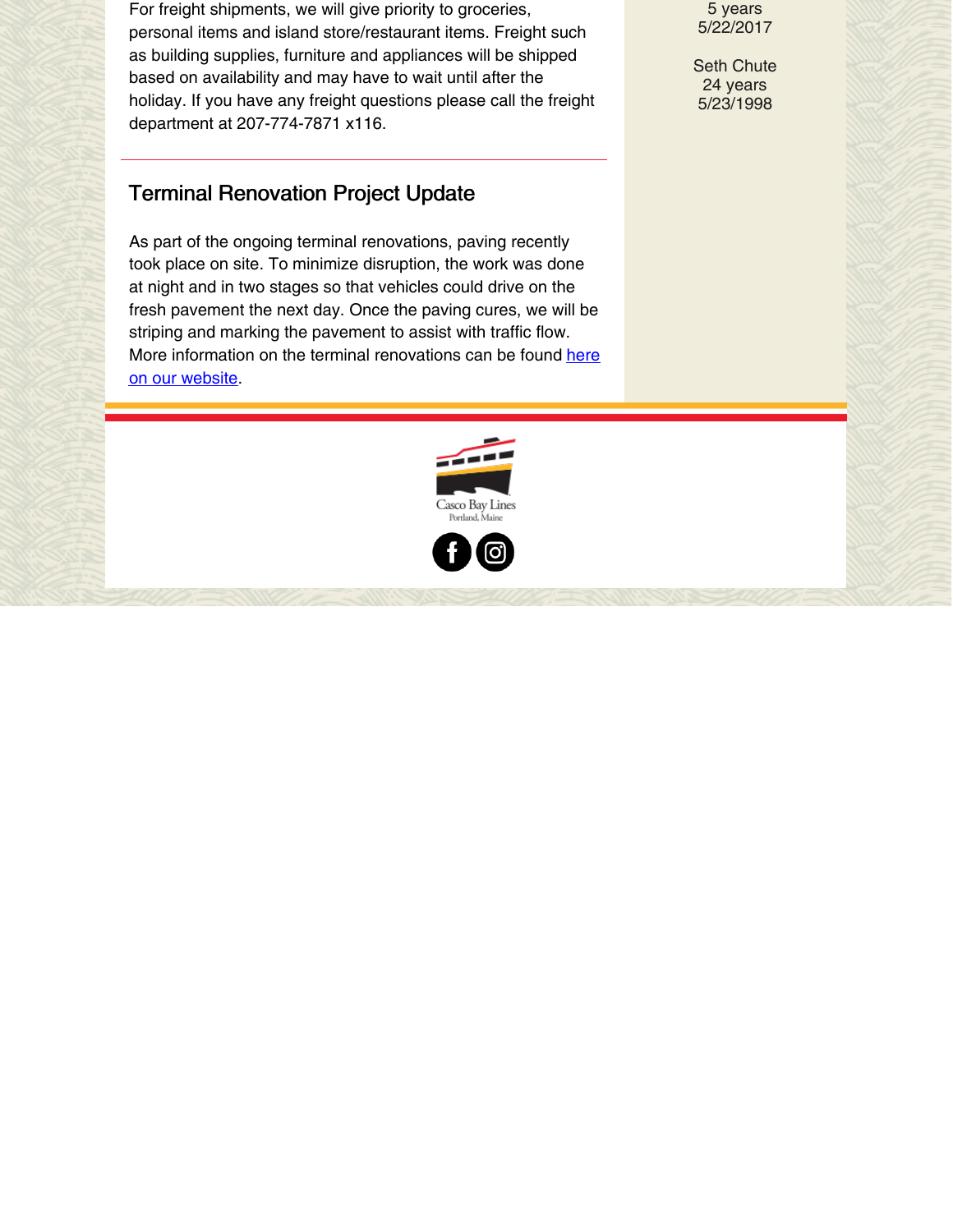For freight shipments, we will give priority to groceries, personal items and island store/restaurant items. Freight such as building supplies, furniture and appliances will be shipped based on availability and may have to wait until after the holiday. If you have any freight questions please call the freight department at 207-774-7871 x116.

## Terminal Renovation Project Update

As part of the ongoing terminal renovations, paving recently took place on site. To minimize disruption, the work was done at night and in two stages so that vehicles could drive on the fresh pavement the next day. Once the paving cures, we will be striping and marking the pavement to assist with traffic flow. More information on the terminal renovations can be found here on our website.

5 years
5/22/2017

Seth Chute
24 years
5/23/1998

Casco Bay Lines
Portland, Maine